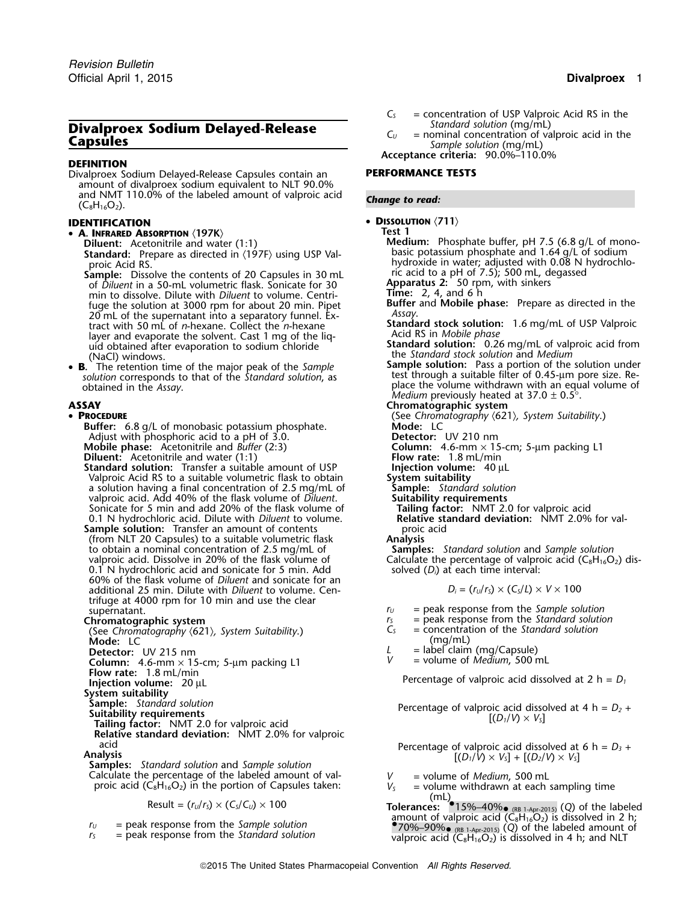# Divalproex Sodium Delayed-Release Capsules

**DEFINITION**

Divalproex Sodium Delayed-Release Capsules contain an amount of divalproex sodium equivalent to NLT 90.0% and NMT 110.0% of the labeled amount of valproic acid ($C_8H_{16}O_2$).

**IDENTIFICATION**

- **A. Infrared Absorption ⟨197K⟩**
  - **Diluent:** Acetonitrile and water (1:1)
  - **Standard:** Prepare as directed in ⟨197F⟩ using USP Valproic Acid RS.
  - **Sample:** Dissolve the contents of 20 Capsules in 30 mL of *Diluent* in a 50-mL volumetric flask. Sonicate for 30 min to dissolve. Dilute with *Diluent* to volume. Centrifuge the solution at 3000 rpm for about 20 min. Pipet 20 mL of the supernatant into a separatory funnel. Extract with 50 mL of *n*-hexane. Collect the *n*-hexane layer and evaporate the solvent. Cast 1 mg of the liquid obtained after evaporation to sodium chloride (NaCl) windows.
- **B.** The retention time of the major peak of the *Sample solution* corresponds to that of the *Standard solution*, as obtained in the *Assay*.

**ASSAY**

- **Procedure**
  - **Buffer:** 6.8 g/L of monobasic potassium phosphate. Adjust with phosphoric acid to a pH of 3.0.
  - **Mobile phase:** Acetonitrile and *Buffer* (2:3)
  - **Diluent:** Acetonitrile and water (1:1)
  - **Standard solution:** Transfer a suitable amount of USP Valproic Acid RS to a suitable volumetric flask to obtain a solution having a final concentration of 2.5 mg/mL of valproic acid. Add 40% of the flask volume of *Diluent*. Sonicate for 5 min and add 20% of the flask volume of 0.1 N hydrochloric acid. Dilute with *Diluent* to volume.
  - **Sample solution:** Transfer an amount of contents (from NLT 20 Capsules) to a suitable volumetric flask to obtain a nominal concentration of 2.5 mg/mL of valproic acid. Dissolve in 20% of the flask volume of 0.1 N hydrochloric acid and sonicate for 5 min. Add 60% of the flask volume of *Diluent* and sonicate for an additional 25 min. Dilute with *Diluent* to volume. Centrifuge at 4000 rpm for 10 min and use the clear supernatant.
  - **Chromatographic system**
    (See *Chromatography* ⟨621⟩, *System Suitability*.)
    - **Mode:** LC
    - **Detector:** UV 215 nm
    - **Column:** 4.6-mm × 15-cm; 5-µm packing L1
    - **Flow rate:** 1.8 mL/min
    - **Injection volume:** 20 µL
  - **System suitability**
    - **Sample:** *Standard solution*
    - **Suitability requirements**
      - **Tailing factor:** NMT 2.0 for valproic acid
      - **Relative standard deviation:** NMT 2.0% for valproic acid
  - **Analysis**
    - **Samples:** *Standard solution* and *Sample solution*

    Calculate the percentage of the labeled amount of valproic acid ($C_8H_{16}O_2$) in the portion of Capsules taken:

    $$\text{Result} = (r_U/r_S) \times (C_S/C_U) \times 100$$

    - $r_U$ = peak response from the *Sample solution*
    - $r_S$ = peak response from the *Standard solution*
    - $C_S$ = concentration of USP Valproic Acid RS in the *Standard solution* (mg/mL)
    - $C_U$ = nominal concentration of valproic acid in the *Sample solution* (mg/mL)

  - **Acceptance criteria:** 90.0%–110.0%

**PERFORMANCE TESTS**

*Change to read:*

- **Dissolution ⟨711⟩**

  **Test 1**
  - **Medium:** Phosphate buffer, pH 7.5 (6.8 g/L of monobasic potassium phosphate and 1.64 g/L of sodium hydroxide in water; adjusted with 0.08 N hydrochloric acid to a pH of 7.5); 500 mL, degassed
  - **Apparatus 2:** 50 rpm, with sinkers
  - **Time:** 2, 4, and 6 h
  - **Buffer** and **Mobile phase:** Prepare as directed in the *Assay*.
  - **Standard stock solution:** 1.6 mg/mL of USP Valproic Acid RS in *Mobile phase*
  - **Standard solution:** 0.26 mg/mL of valproic acid from the *Standard stock solution* and *Medium*
  - **Sample solution:** Pass a portion of the solution under test through a suitable filter of 0.45-µm pore size. Replace the volume withdrawn with an equal volume of *Medium* previously heated at 37.0 ± 0.5°.
  - **Chromatographic system**
    (See *Chromatography* ⟨621⟩, *System Suitability*.)
    - **Mode:** LC
    - **Detector:** UV 210 nm
    - **Column:** 4.6-mm × 15-cm; 5-µm packing L1
    - **Flow rate:** 1.8 mL/min
    - **Injection volume:** 40 µL
  - **System suitability**
    - **Sample:** *Standard solution*
    - **Suitability requirements**
      - **Tailing factor:** NMT 2.0 for valproic acid
      - **Relative standard deviation:** NMT 2.0% for valproic acid
  - **Analysis**
    - **Samples:** *Standard solution* and *Sample solution*

    Calculate the percentage of valproic acid ($C_8H_{16}O_2$) dissolved ($D_i$) at each time interval:

    $$D_i = (r_U/r_S) \times (C_S/L) \times V \times 100$$

    - $r_U$ = peak response from the *Sample solution*
    - $r_S$ = peak response from the *Standard solution*
    - $C_S$ = concentration of the *Standard solution* (mg/mL)
    - $L$ = label claim (mg/Capsule)
    - $V$ = volume of *Medium*, 500 mL

    Percentage of valproic acid dissolved at 2 h = $D_1$

    Percentage of valproic acid dissolved at 4 h = $D_2 + [(D_1/V) \times V_S]$

    Percentage of valproic acid dissolved at 6 h = $D_3 + [(D_1/V) \times V_S] + [(D_2/V) \times V_S]$

    - $V$ = volume of *Medium*, 500 mL
    - $V_S$ = volume withdrawn at each sampling time (mL)

  - **Tolerances:** •15%–40%• (RB 1-Apr-2015) (*Q*) of the labeled amount of valproic acid ($C_8H_{16}O_2$) is dissolved in 2 h; •70%–90%• (RB 1-Apr-2015) (*Q*) of the labeled amount of valproic acid ($C_8H_{16}O_2$) is dissolved in 4 h; and NLT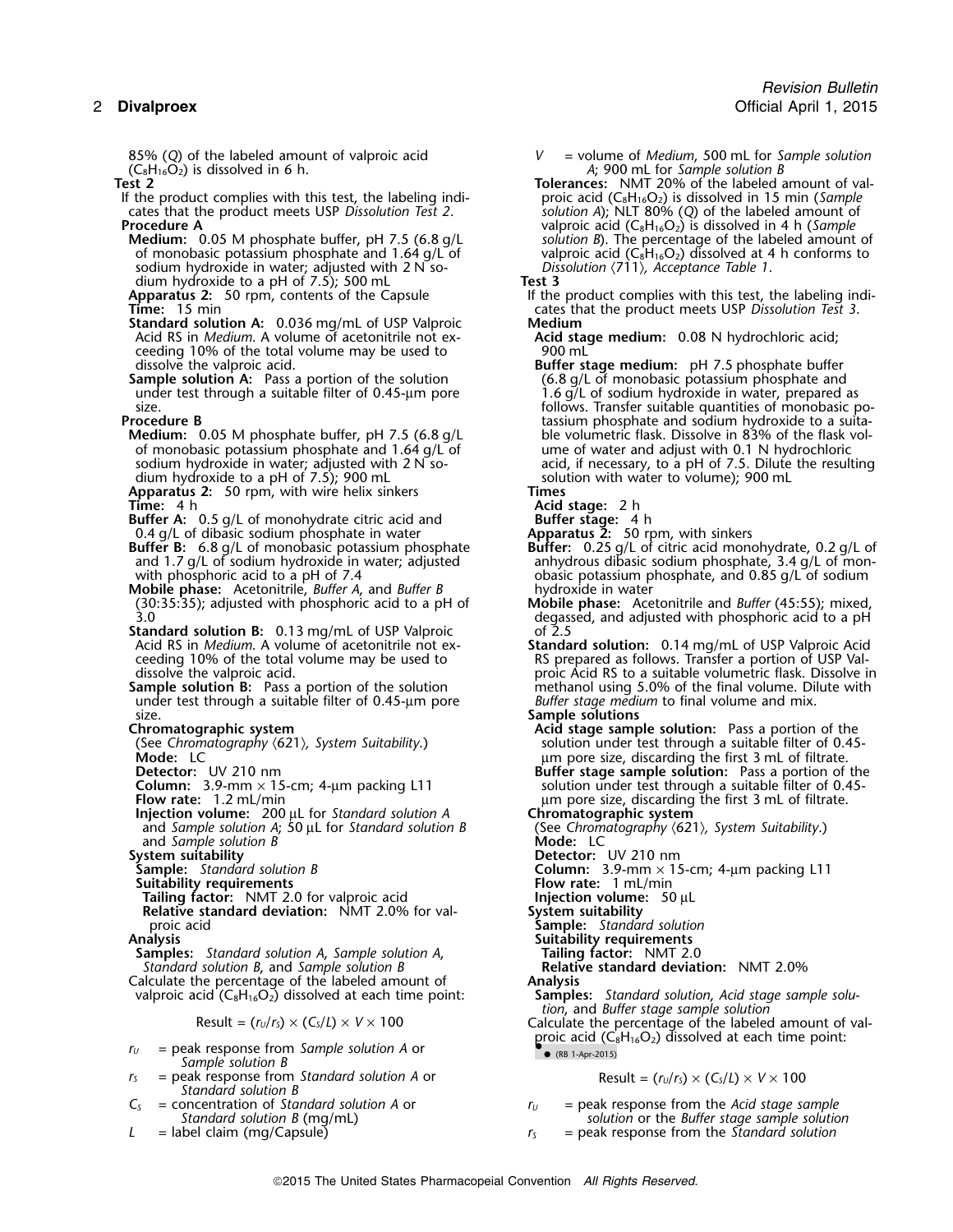85% (*Q*) of the labeled amount of valproic acid ($C_8H_{16}O_2$) is dissolved in 6 h.

**Test 2**

If the product complies with this test, the labeling indicates that the product meets USP *Dissolution Test 2*.

**Procedure A**

**Medium:** 0.05 M phosphate buffer, pH 7.5 (6.8 g/L of monobasic potassium phosphate and 1.64 g/L of sodium hydroxide in water; adjusted with 2 N sodium hydroxide to a pH of 7.5); 500 mL

**Apparatus 2:** 50 rpm, contents of the Capsule

**Time:** 15 min

**Standard solution A:** 0.036 mg/mL of USP Valproic Acid RS in *Medium*. A volume of acetonitrile not exceeding 10% of the total volume may be used to dissolve the valproic acid.

**Sample solution A:** Pass a portion of the solution under test through a suitable filter of 0.45-µm pore size.

**Procedure B**

**Medium:** 0.05 M phosphate buffer, pH 7.5 (6.8 g/L of monobasic potassium phosphate and 1.64 g/L of sodium hydroxide in water; adjusted with 2 N sodium hydroxide to a pH of 7.5); 900 mL

**Apparatus 2:** 50 rpm, with wire helix sinkers

**Time:** 4 h

**Buffer A:** 0.5 g/L of monohydrate citric acid and 0.4 g/L of dibasic sodium phosphate in water

**Buffer B:** 6.8 g/L of monobasic potassium phosphate and 1.7 g/L of sodium hydroxide in water; adjusted with phosphoric acid to a pH of 7.4

**Mobile phase:** Acetonitrile, *Buffer A*, and *Buffer B* (30:35:35); adjusted with phosphoric acid to a pH of 3.0

**Standard solution B:** 0.13 mg/mL of USP Valproic Acid RS in *Medium*. A volume of acetonitrile not exceeding 10% of the total volume may be used to dissolve the valproic acid.

**Sample solution B:** Pass a portion of the solution under test through a suitable filter of 0.45-µm pore size.

**Chromatographic system**

(See *Chromatography* 〈621〉*, System Suitability*.)

**Mode:** LC

**Detector:** UV 210 nm

**Column:** 3.9-mm × 15-cm; 4-µm packing L11

**Flow rate:** 1.2 mL/min

**Injection volume:** 200 µL for *Standard solution A* and *Sample solution A*; 50 µL for *Standard solution B* and *Sample solution B*

**System suitability**

**Sample:** *Standard solution B*

**Suitability requirements**

**Tailing factor:** NMT 2.0 for valproic acid

**Relative standard deviation:** NMT 2.0% for valproic acid

**Analysis**

**Samples:** *Standard solution A*, *Sample solution A*, *Standard solution B*, and *Sample solution B*

Calculate the percentage of the labeled amount of valproic acid ($C_8H_{16}O_2$) dissolved at each time point:

$$\text{Result} = (r_U/r_S) \times (C_S/L) \times V \times 100$$

$r_U$ = peak response from *Sample solution A* or *Sample solution B*

$r_S$ = peak response from *Standard solution A* or *Standard solution B*

$C_S$ = concentration of *Standard solution A* or *Standard solution B* (mg/mL)

$L$ = label claim (mg/Capsule)

$V$ = volume of *Medium*, 500 mL for *Sample solution A*; 900 mL for *Sample solution B*

**Tolerances:** NMT 20% of the labeled amount of valproic acid ($C_8H_{16}O_2$) is dissolved in 15 min (*Sample solution A*); NLT 80% (*Q*) of the labeled amount of valproic acid ($C_8H_{16}O_2$) is dissolved in 4 h (*Sample solution B*). The percentage of the labeled amount of valproic acid ($C_8H_{16}O_2$) dissolved at 4 h conforms to *Dissolution* 〈711〉*, Acceptance Table 1*.

**Test 3**

If the product complies with this test, the labeling indicates that the product meets USP *Dissolution Test 3*.

**Medium**

**Acid stage medium:** 0.08 N hydrochloric acid; 900 mL

**Buffer stage medium:** pH 7.5 phosphate buffer (6.8 g/L of monobasic potassium phosphate and 1.6 g/L of sodium hydroxide in water, prepared as follows. Transfer suitable quantities of monobasic potassium phosphate and sodium hydroxide to a suitable volumetric flask. Dissolve in 83% of the flask volume of water and adjust with 0.1 N hydrochloric acid, if necessary, to a pH of 7.5. Dilute the resulting solution with water to volume); 900 mL

**Times**

**Acid stage:** 2 h

**Buffer stage:** 4 h

**Apparatus 2:** 50 rpm, with sinkers

**Buffer:** 0.25 g/L of citric acid monohydrate, 0.2 g/L of anhydrous dibasic sodium phosphate, 3.4 g/L of monobasic potassium phosphate, and 0.85 g/L of sodium hydroxide in water

**Mobile phase:** Acetonitrile and *Buffer* (45:55); mixed, degassed, and adjusted with phosphoric acid to a pH of 2.5

**Standard solution:** 0.14 mg/mL of USP Valproic Acid RS prepared as follows. Transfer a portion of USP Valproic Acid RS to a suitable volumetric flask. Dissolve in methanol using 5.0% of the final volume. Dilute with *Buffer stage medium* to final volume and mix.

**Sample solutions**

**Acid stage sample solution:** Pass a portion of the solution under test through a suitable filter of 0.45-µm pore size, discarding the first 3 mL of filtrate.

**Buffer stage sample solution:** Pass a portion of the solution under test through a suitable filter of 0.45-µm pore size, discarding the first 3 mL of filtrate.

**Chromatographic system**

(See *Chromatography* 〈621〉*, System Suitability*.)

**Mode:** LC

**Detector:** UV 210 nm

**Column:** 3.9-mm × 15-cm; 4-µm packing L11

**Flow rate:** 1 mL/min

**Injection volume:** 50 µL

**System suitability**

**Sample:** *Standard solution*

**Suitability requirements**

**Tailing factor:** NMT 2.0

**Relative standard deviation:** NMT 2.0%

**Analysis**

**Samples:** *Standard solution*, *Acid stage sample solution*, and *Buffer stage sample solution*

Calculate the percentage of the labeled amount of valproic acid ($C_8H_{16}O_2$) dissolved at each time point: ● (RB 1-Apr-2015)

$$\text{Result} = (r_U/r_S) \times (C_S/L) \times V \times 100$$

$r_U$ = peak response from the *Acid stage sample solution* or the *Buffer stage sample solution*

$r_S$ = peak response from the *Standard solution*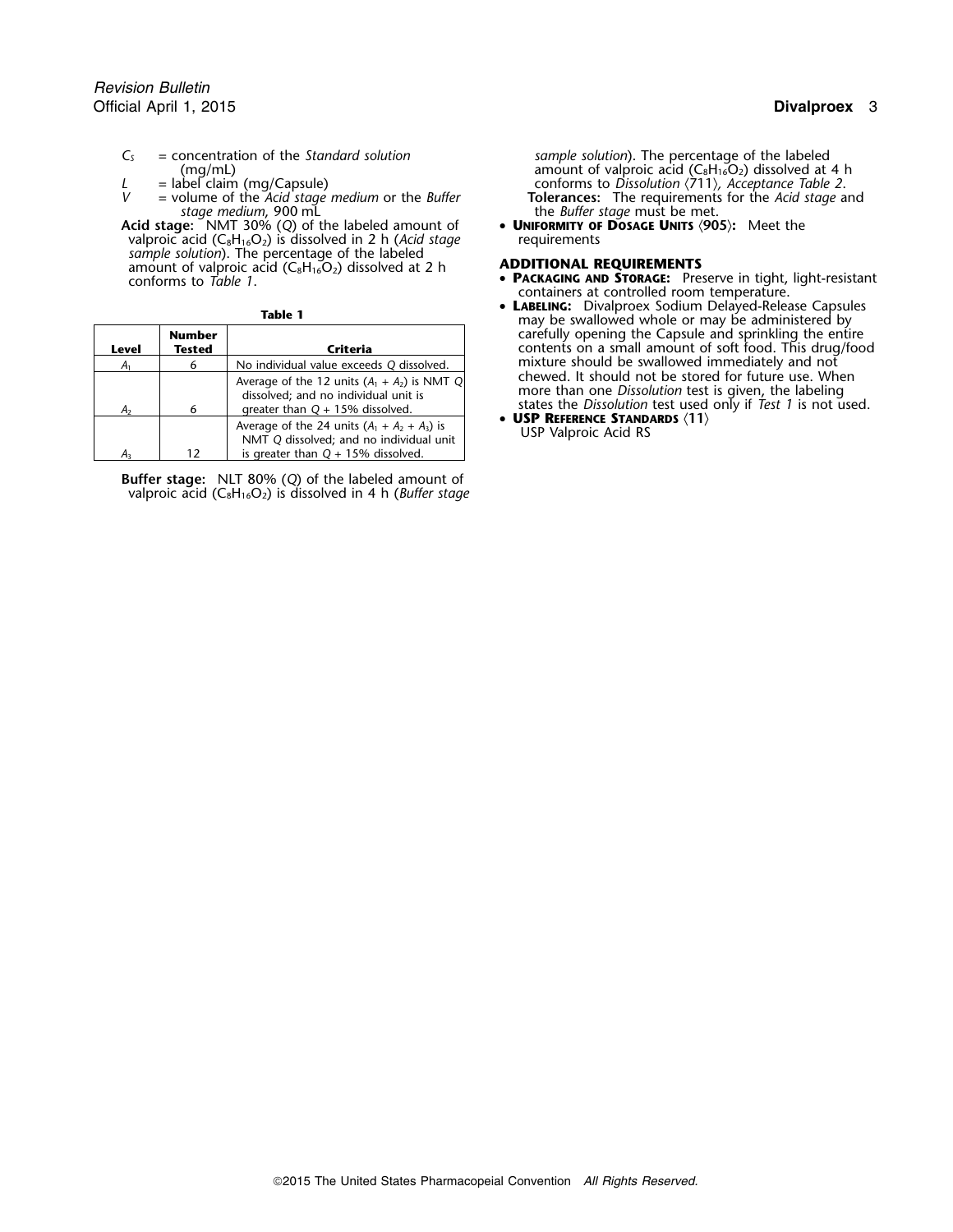$C_S$ = concentration of the *Standard solution* (mg/mL)

$L$ = label claim (mg/Capsule)

$V$ = volume of the *Acid stage medium* or the *Buffer stage medium*, 900 mL

**Acid stage:** NMT 30% ($Q$) of the labeled amount of valproic acid ($C_8H_{16}O_2$) is dissolved in 2 h (*Acid stage sample solution*). The percentage of the labeled amount of valproic acid ($C_8H_{16}O_2$) dissolved at 2 h conforms to *Table 1*.

**Table 1**

| Level | Number Tested | Criteria |
|---|---|---|
| $A_1$ | 6 | No individual value exceeds $Q$ dissolved. |
| $A_2$ | 6 | Average of the 12 units ($A_1 + A_2$) is NMT $Q$ dissolved; and no individual unit is greater than $Q$ + 15% dissolved. |
| $A_3$ | 12 | Average of the 24 units ($A_1 + A_2 + A_3$) is NMT $Q$ dissolved; and no individual unit is greater than $Q$ + 15% dissolved. |

**Buffer stage:** NLT 80% ($Q$) of the labeled amount of valproic acid ($C_8H_{16}O_2$) is dissolved in 4 h (*Buffer stage sample solution*). The percentage of the labeled amount of valproic acid ($C_8H_{16}O_2$) dissolved at 4 h conforms to *Dissolution* ⟨711⟩, *Acceptance Table 2*.

**Tolerances:** The requirements for the *Acid stage* and the *Buffer stage* must be met.

- **Uniformity of Dosage Units** ⟨905⟩**:** Meet the requirements

## ADDITIONAL REQUIREMENTS

- **Packaging and Storage:** Preserve in tight, light-resistant containers at controlled room temperature.
- **Labeling:** Divalproex Sodium Delayed-Release Capsules may be swallowed whole or may be administered by carefully opening the Capsule and sprinkling the entire contents on a small amount of soft food. This drug/food mixture should be swallowed immediately and not chewed. It should not be stored for future use. When more than one *Dissolution* test is given, the labeling states the *Dissolution* test used only if *Test 1* is not used.
- **USP Reference Standards** ⟨11⟩
  USP Valproic Acid RS